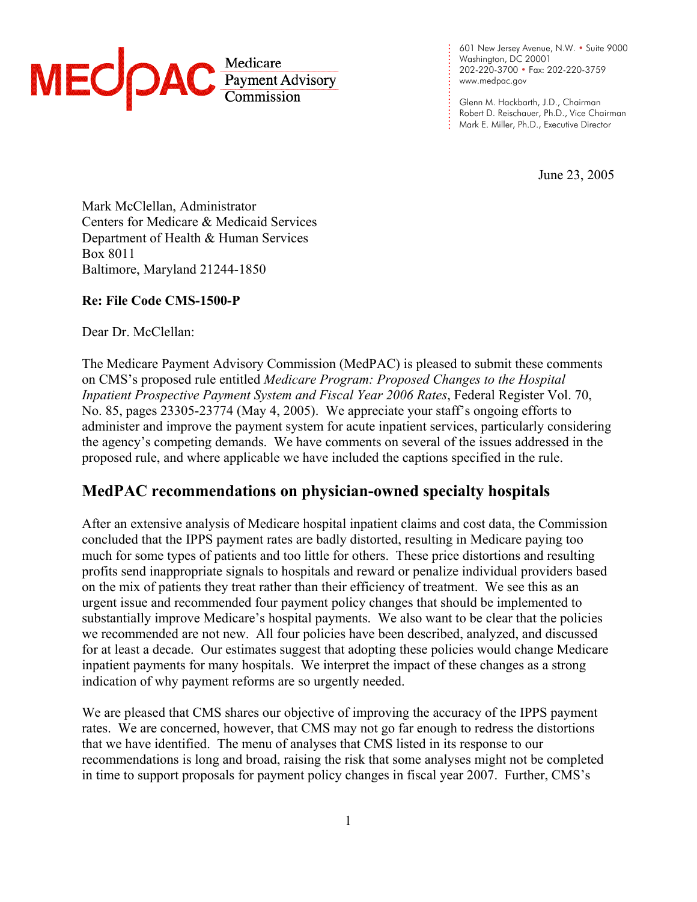MedPAC Medicare Payment Advisory Commission

601 New Jersey Avenue, N.W. • Suite 9000
Washington, DC 20001
202-220-3700 • Fax: 202-220-3759
www.medpac.gov

Glenn M. Hackbarth, J.D., Chairman
Robert D. Reischauer, Ph.D., Vice Chairman
Mark E. Miller, Ph.D., Executive Director

June 23, 2005

Mark McClellan, Administrator
Centers for Medicare & Medicaid Services
Department of Health & Human Services
Box 8011
Baltimore, Maryland 21244-1850

**Re: File Code CMS-1500-P**

Dear Dr. McClellan:

The Medicare Payment Advisory Commission (MedPAC) is pleased to submit these comments on CMS's proposed rule entitled *Medicare Program: Proposed Changes to the Hospital Inpatient Prospective Payment System and Fiscal Year 2006 Rates*, Federal Register Vol. 70, No. 85, pages 23305-23774 (May 4, 2005). We appreciate your staff's ongoing efforts to administer and improve the payment system for acute inpatient services, particularly considering the agency's competing demands. We have comments on several of the issues addressed in the proposed rule, and where applicable we have included the captions specified in the rule.

## MedPAC recommendations on physician-owned specialty hospitals

After an extensive analysis of Medicare hospital inpatient claims and cost data, the Commission concluded that the IPPS payment rates are badly distorted, resulting in Medicare paying too much for some types of patients and too little for others. These price distortions and resulting profits send inappropriate signals to hospitals and reward or penalize individual providers based on the mix of patients they treat rather than their efficiency of treatment. We see this as an urgent issue and recommended four payment policy changes that should be implemented to substantially improve Medicare's hospital payments. We also want to be clear that the policies we recommended are not new. All four policies have been described, analyzed, and discussed for at least a decade. Our estimates suggest that adopting these policies would change Medicare inpatient payments for many hospitals. We interpret the impact of these changes as a strong indication of why payment reforms are so urgently needed.

We are pleased that CMS shares our objective of improving the accuracy of the IPPS payment rates. We are concerned, however, that CMS may not go far enough to redress the distortions that we have identified. The menu of analyses that CMS listed in its response to our recommendations is long and broad, raising the risk that some analyses might not be completed in time to support proposals for payment policy changes in fiscal year 2007. Further, CMS's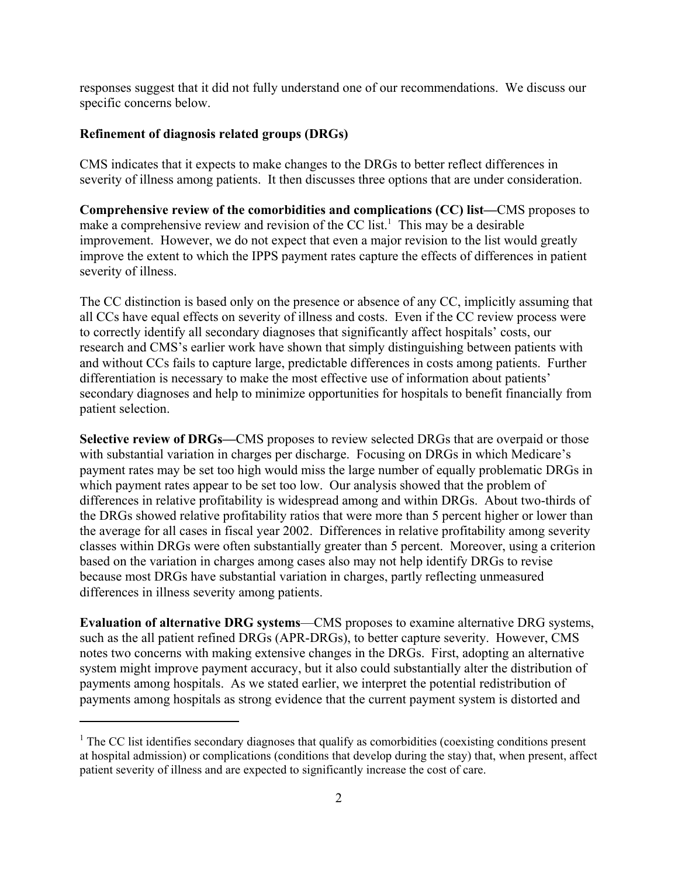responses suggest that it did not fully understand one of our recommendations. We discuss our specific concerns below.

**Refinement of diagnosis related groups (DRGs)**

CMS indicates that it expects to make changes to the DRGs to better reflect differences in severity of illness among patients. It then discusses three options that are under consideration.

**Comprehensive review of the comorbidities and complications (CC) list—**CMS proposes to make a comprehensive review and revision of the CC list.[1] This may be a desirable improvement. However, we do not expect that even a major revision to the list would greatly improve the extent to which the IPPS payment rates capture the effects of differences in patient severity of illness.

The CC distinction is based only on the presence or absence of any CC, implicitly assuming that all CCs have equal effects on severity of illness and costs. Even if the CC review process were to correctly identify all secondary diagnoses that significantly affect hospitals' costs, our research and CMS's earlier work have shown that simply distinguishing between patients with and without CCs fails to capture large, predictable differences in costs among patients. Further differentiation is necessary to make the most effective use of information about patients' secondary diagnoses and help to minimize opportunities for hospitals to benefit financially from patient selection.

**Selective review of DRGs—**CMS proposes to review selected DRGs that are overpaid or those with substantial variation in charges per discharge. Focusing on DRGs in which Medicare's payment rates may be set too high would miss the large number of equally problematic DRGs in which payment rates appear to be set too low. Our analysis showed that the problem of differences in relative profitability is widespread among and within DRGs. About two-thirds of the DRGs showed relative profitability ratios that were more than 5 percent higher or lower than the average for all cases in fiscal year 2002. Differences in relative profitability among severity classes within DRGs were often substantially greater than 5 percent. Moreover, using a criterion based on the variation in charges among cases also may not help identify DRGs to revise because most DRGs have substantial variation in charges, partly reflecting unmeasured differences in illness severity among patients.

**Evaluation of alternative DRG systems**—CMS proposes to examine alternative DRG systems, such as the all patient refined DRGs (APR-DRGs), to better capture severity. However, CMS notes two concerns with making extensive changes in the DRGs. First, adopting an alternative system might improve payment accuracy, but it also could substantially alter the distribution of payments among hospitals. As we stated earlier, we interpret the potential redistribution of payments among hospitals as strong evidence that the current payment system is distorted and

[1] The CC list identifies secondary diagnoses that qualify as comorbidities (coexisting conditions present at hospital admission) or complications (conditions that develop during the stay) that, when present, affect patient severity of illness and are expected to significantly increase the cost of care.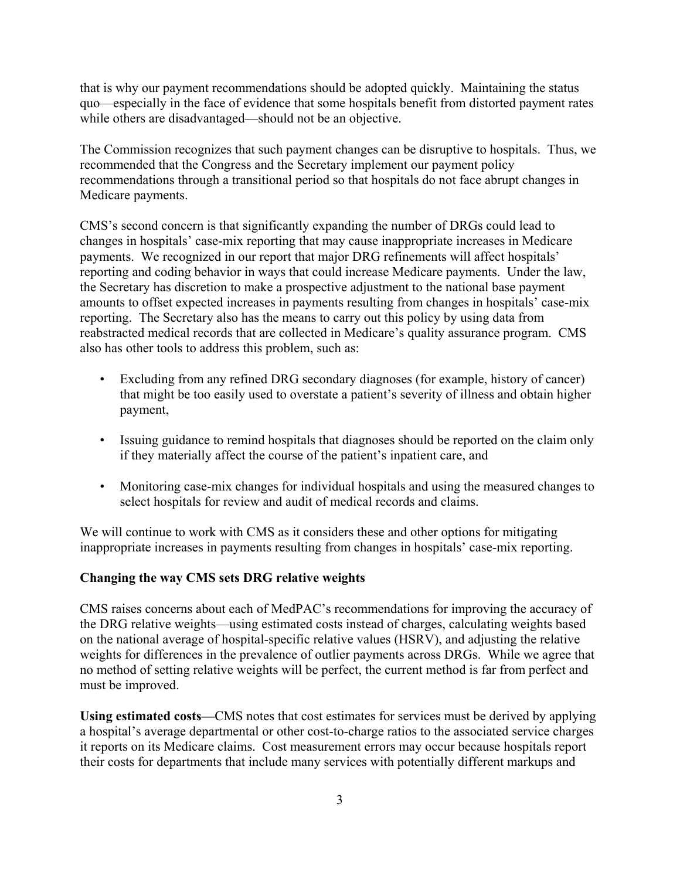that is why our payment recommendations should be adopted quickly. Maintaining the status quo—especially in the face of evidence that some hospitals benefit from distorted payment rates while others are disadvantaged—should not be an objective.

The Commission recognizes that such payment changes can be disruptive to hospitals. Thus, we recommended that the Congress and the Secretary implement our payment policy recommendations through a transitional period so that hospitals do not face abrupt changes in Medicare payments.

CMS's second concern is that significantly expanding the number of DRGs could lead to changes in hospitals' case-mix reporting that may cause inappropriate increases in Medicare payments. We recognized in our report that major DRG refinements will affect hospitals' reporting and coding behavior in ways that could increase Medicare payments. Under the law, the Secretary has discretion to make a prospective adjustment to the national base payment amounts to offset expected increases in payments resulting from changes in hospitals' case-mix reporting. The Secretary also has the means to carry out this policy by using data from reabstracted medical records that are collected in Medicare's quality assurance program. CMS also has other tools to address this problem, such as:

- Excluding from any refined DRG secondary diagnoses (for example, history of cancer) that might be too easily used to overstate a patient's severity of illness and obtain higher payment,
- Issuing guidance to remind hospitals that diagnoses should be reported on the claim only if they materially affect the course of the patient's inpatient care, and
- Monitoring case-mix changes for individual hospitals and using the measured changes to select hospitals for review and audit of medical records and claims.

We will continue to work with CMS as it considers these and other options for mitigating inappropriate increases in payments resulting from changes in hospitals' case-mix reporting.

**Changing the way CMS sets DRG relative weights**

CMS raises concerns about each of MedPAC's recommendations for improving the accuracy of the DRG relative weights—using estimated costs instead of charges, calculating weights based on the national average of hospital-specific relative values (HSRV), and adjusting the relative weights for differences in the prevalence of outlier payments across DRGs. While we agree that no method of setting relative weights will be perfect, the current method is far from perfect and must be improved.

**Using estimated costs—**CMS notes that cost estimates for services must be derived by applying a hospital's average departmental or other cost-to-charge ratios to the associated service charges it reports on its Medicare claims. Cost measurement errors may occur because hospitals report their costs for departments that include many services with potentially different markups and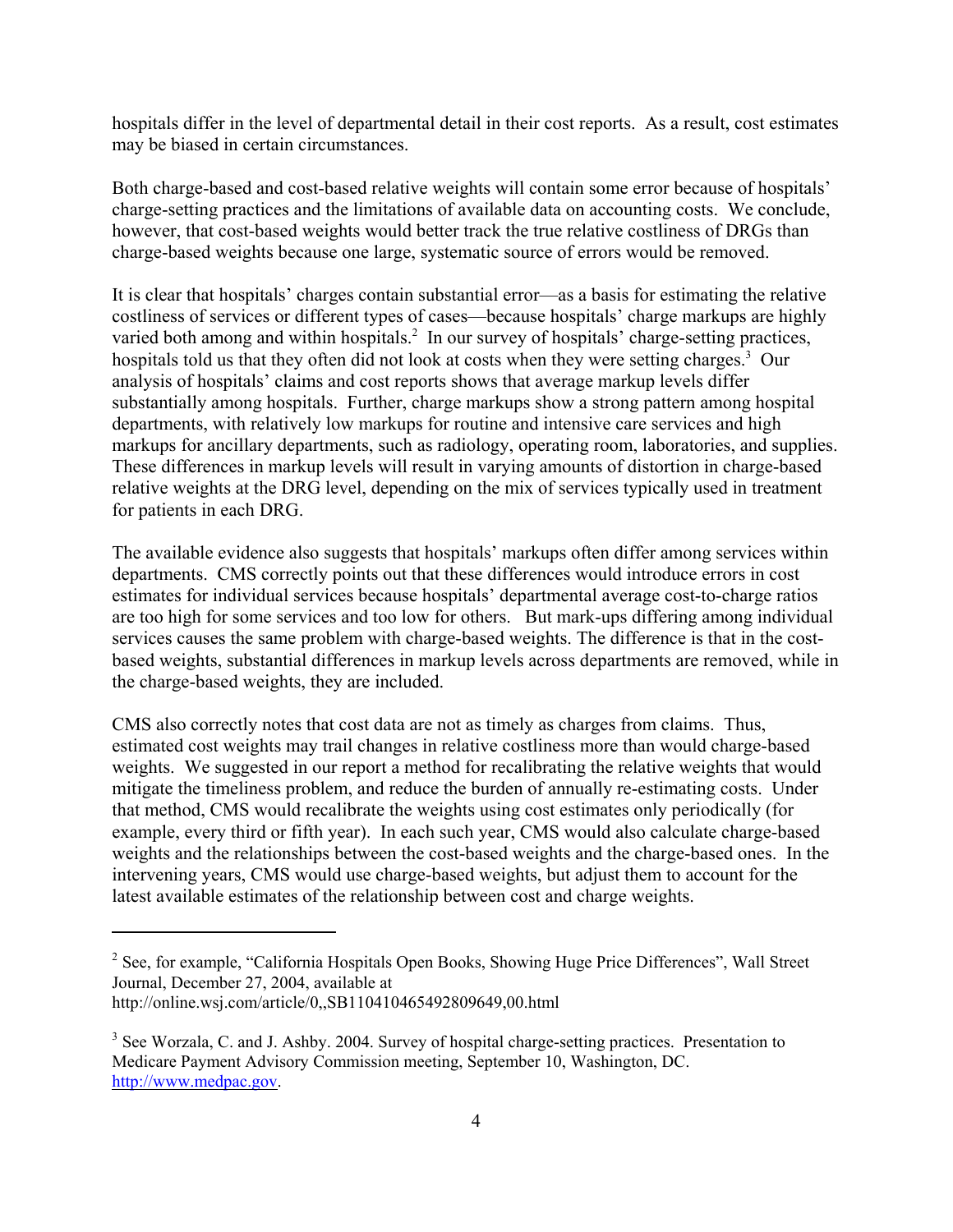hospitals differ in the level of departmental detail in their cost reports. As a result, cost estimates may be biased in certain circumstances.

Both charge-based and cost-based relative weights will contain some error because of hospitals' charge-setting practices and the limitations of available data on accounting costs. We conclude, however, that cost-based weights would better track the true relative costliness of DRGs than charge-based weights because one large, systematic source of errors would be removed.

It is clear that hospitals' charges contain substantial error—as a basis for estimating the relative costliness of services or different types of cases—because hospitals' charge markups are highly varied both among and within hospitals.[2] In our survey of hospitals' charge-setting practices, hospitals told us that they often did not look at costs when they were setting charges.[3] Our analysis of hospitals' claims and cost reports shows that average markup levels differ substantially among hospitals. Further, charge markups show a strong pattern among hospital departments, with relatively low markups for routine and intensive care services and high markups for ancillary departments, such as radiology, operating room, laboratories, and supplies. These differences in markup levels will result in varying amounts of distortion in charge-based relative weights at the DRG level, depending on the mix of services typically used in treatment for patients in each DRG.

The available evidence also suggests that hospitals' markups often differ among services within departments. CMS correctly points out that these differences would introduce errors in cost estimates for individual services because hospitals' departmental average cost-to-charge ratios are too high for some services and too low for others. But mark-ups differing among individual services causes the same problem with charge-based weights. The difference is that in the cost-based weights, substantial differences in markup levels across departments are removed, while in the charge-based weights, they are included.

CMS also correctly notes that cost data are not as timely as charges from claims. Thus, estimated cost weights may trail changes in relative costliness more than would charge-based weights. We suggested in our report a method for recalibrating the relative weights that would mitigate the timeliness problem, and reduce the burden of annually re-estimating costs. Under that method, CMS would recalibrate the weights using cost estimates only periodically (for example, every third or fifth year). In each such year, CMS would also calculate charge-based weights and the relationships between the cost-based weights and the charge-based ones. In the intervening years, CMS would use charge-based weights, but adjust them to account for the latest available estimates of the relationship between cost and charge weights.

---

[2] See, for example, "California Hospitals Open Books, Showing Huge Price Differences", Wall Street Journal, December 27, 2004, available at http://online.wsj.com/article/0,,SB110410465492809649,00.html

[3] See Worzala, C. and J. Ashby. 2004. Survey of hospital charge-setting practices. Presentation to Medicare Payment Advisory Commission meeting, September 10, Washington, DC. http://www.medpac.gov.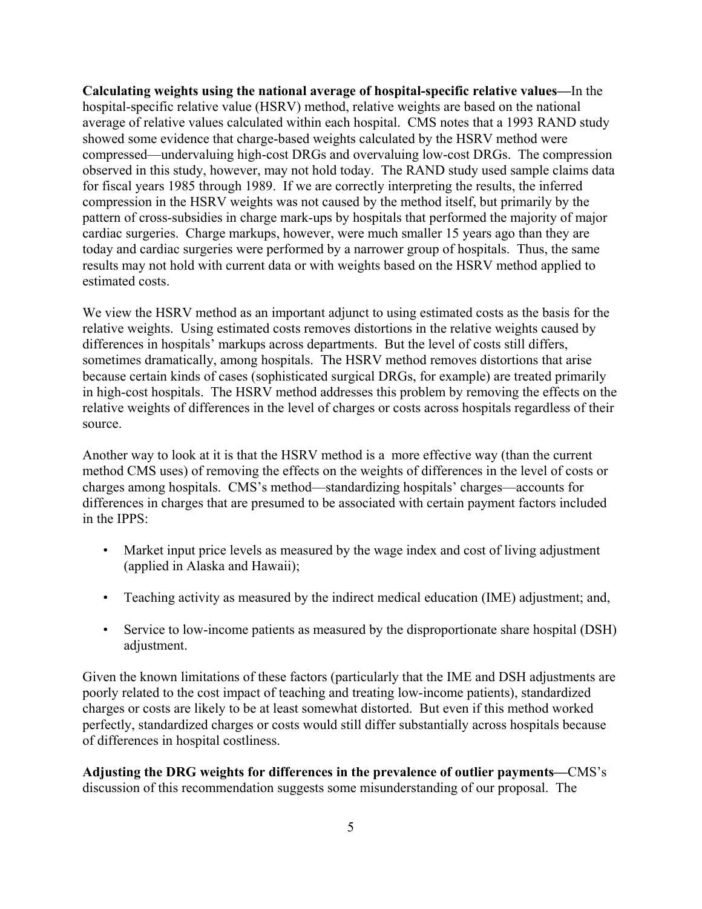**Calculating weights using the national average of hospital-specific relative values—**In the hospital-specific relative value (HSRV) method, relative weights are based on the national average of relative values calculated within each hospital. CMS notes that a 1993 RAND study showed some evidence that charge-based weights calculated by the HSRV method were compressed—undervaluing high-cost DRGs and overvaluing low-cost DRGs. The compression observed in this study, however, may not hold today. The RAND study used sample claims data for fiscal years 1985 through 1989. If we are correctly interpreting the results, the inferred compression in the HSRV weights was not caused by the method itself, but primarily by the pattern of cross-subsidies in charge mark-ups by hospitals that performed the majority of major cardiac surgeries. Charge markups, however, were much smaller 15 years ago than they are today and cardiac surgeries were performed by a narrower group of hospitals. Thus, the same results may not hold with current data or with weights based on the HSRV method applied to estimated costs.

We view the HSRV method as an important adjunct to using estimated costs as the basis for the relative weights. Using estimated costs removes distortions in the relative weights caused by differences in hospitals' markups across departments. But the level of costs still differs, sometimes dramatically, among hospitals. The HSRV method removes distortions that arise because certain kinds of cases (sophisticated surgical DRGs, for example) are treated primarily in high-cost hospitals. The HSRV method addresses this problem by removing the effects on the relative weights of differences in the level of charges or costs across hospitals regardless of their source.

Another way to look at it is that the HSRV method is a more effective way (than the current method CMS uses) of removing the effects on the weights of differences in the level of costs or charges among hospitals. CMS's method—standardizing hospitals' charges—accounts for differences in charges that are presumed to be associated with certain payment factors included in the IPPS:

- Market input price levels as measured by the wage index and cost of living adjustment (applied in Alaska and Hawaii);
- Teaching activity as measured by the indirect medical education (IME) adjustment; and,
- Service to low-income patients as measured by the disproportionate share hospital (DSH) adjustment.

Given the known limitations of these factors (particularly that the IME and DSH adjustments are poorly related to the cost impact of teaching and treating low-income patients), standardized charges or costs are likely to be at least somewhat distorted. But even if this method worked perfectly, standardized charges or costs would still differ substantially across hospitals because of differences in hospital costliness.

**Adjusting the DRG weights for differences in the prevalence of outlier payments—**CMS's discussion of this recommendation suggests some misunderstanding of our proposal. The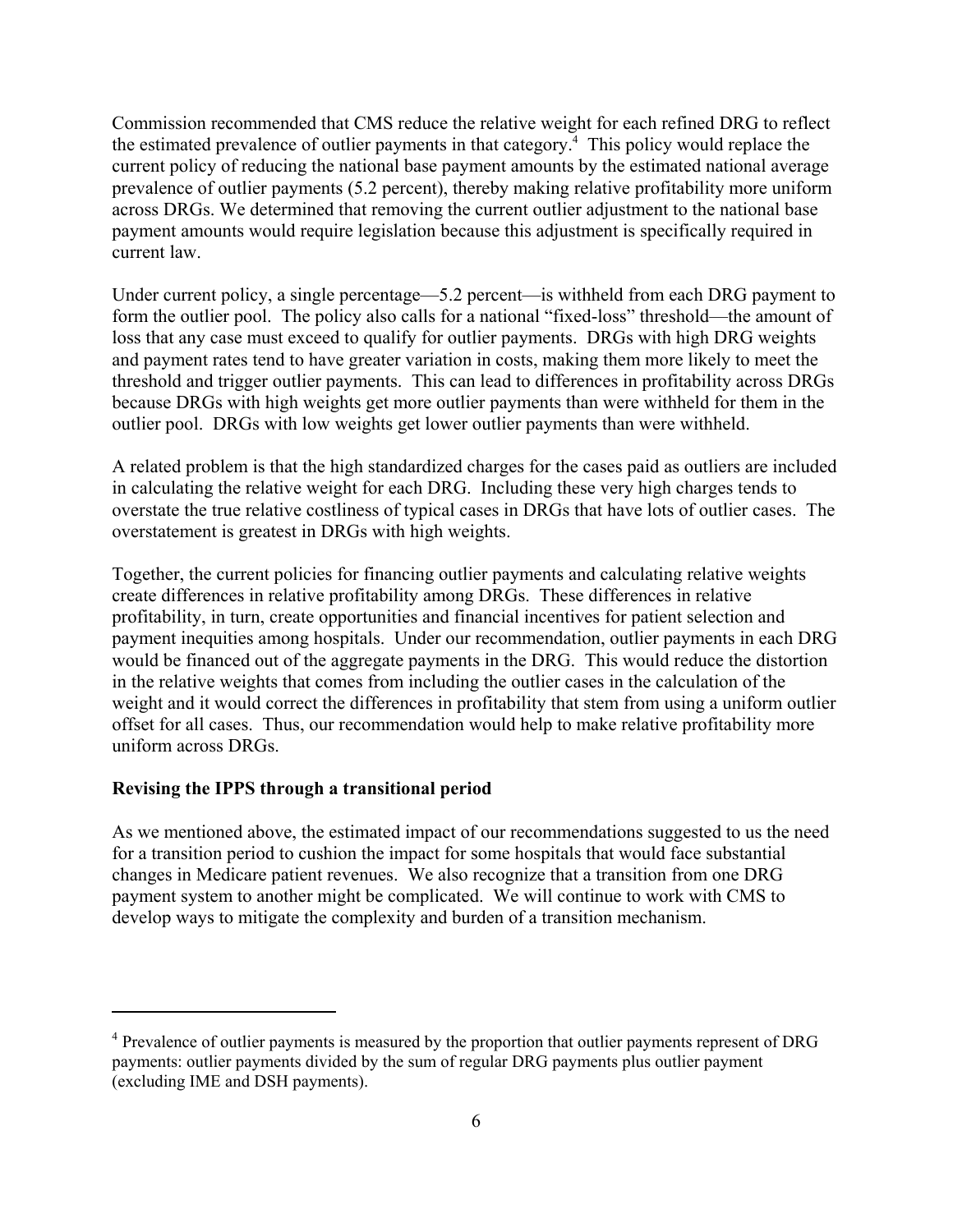Commission recommended that CMS reduce the relative weight for each refined DRG to reflect the estimated prevalence of outlier payments in that category.[4] This policy would replace the current policy of reducing the national base payment amounts by the estimated national average prevalence of outlier payments (5.2 percent), thereby making relative profitability more uniform across DRGs. We determined that removing the current outlier adjustment to the national base payment amounts would require legislation because this adjustment is specifically required in current law.

Under current policy, a single percentage—5.2 percent—is withheld from each DRG payment to form the outlier pool. The policy also calls for a national "fixed-loss" threshold—the amount of loss that any case must exceed to qualify for outlier payments. DRGs with high DRG weights and payment rates tend to have greater variation in costs, making them more likely to meet the threshold and trigger outlier payments. This can lead to differences in profitability across DRGs because DRGs with high weights get more outlier payments than were withheld for them in the outlier pool. DRGs with low weights get lower outlier payments than were withheld.

A related problem is that the high standardized charges for the cases paid as outliers are included in calculating the relative weight for each DRG. Including these very high charges tends to overstate the true relative costliness of typical cases in DRGs that have lots of outlier cases. The overstatement is greatest in DRGs with high weights.

Together, the current policies for financing outlier payments and calculating relative weights create differences in relative profitability among DRGs. These differences in relative profitability, in turn, create opportunities and financial incentives for patient selection and payment inequities among hospitals. Under our recommendation, outlier payments in each DRG would be financed out of the aggregate payments in the DRG. This would reduce the distortion in the relative weights that comes from including the outlier cases in the calculation of the weight and it would correct the differences in profitability that stem from using a uniform outlier offset for all cases. Thus, our recommendation would help to make relative profitability more uniform across DRGs.

**Revising the IPPS through a transitional period**

As we mentioned above, the estimated impact of our recommendations suggested to us the need for a transition period to cushion the impact for some hospitals that would face substantial changes in Medicare patient revenues. We also recognize that a transition from one DRG payment system to another might be complicated. We will continue to work with CMS to develop ways to mitigate the complexity and burden of a transition mechanism.

---

[4] Prevalence of outlier payments is measured by the proportion that outlier payments represent of DRG payments: outlier payments divided by the sum of regular DRG payments plus outlier payment (excluding IME and DSH payments).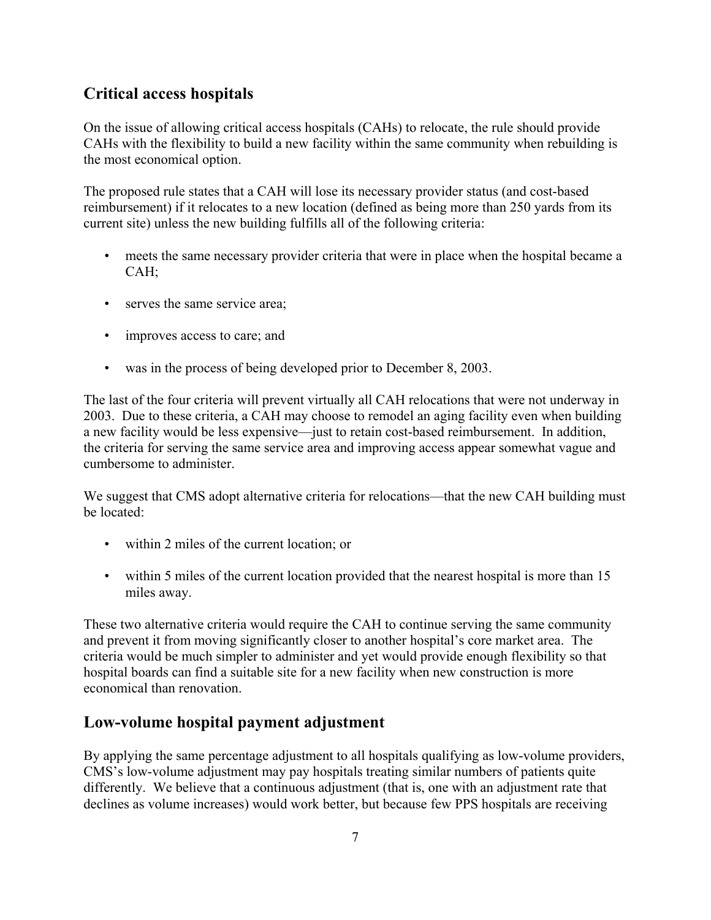## Critical access hospitals

On the issue of allowing critical access hospitals (CAHs) to relocate, the rule should provide CAHs with the flexibility to build a new facility within the same community when rebuilding is the most economical option.

The proposed rule states that a CAH will lose its necessary provider status (and cost-based reimbursement) if it relocates to a new location (defined as being more than 250 yards from its current site) unless the new building fulfills all of the following criteria:

- meets the same necessary provider criteria that were in place when the hospital became a CAH;
- serves the same service area;
- improves access to care; and
- was in the process of being developed prior to December 8, 2003.

The last of the four criteria will prevent virtually all CAH relocations that were not underway in 2003. Due to these criteria, a CAH may choose to remodel an aging facility even when building a new facility would be less expensive—just to retain cost-based reimbursement. In addition, the criteria for serving the same service area and improving access appear somewhat vague and cumbersome to administer.

We suggest that CMS adopt alternative criteria for relocations—that the new CAH building must be located:

- within 2 miles of the current location; or
- within 5 miles of the current location provided that the nearest hospital is more than 15 miles away.

These two alternative criteria would require the CAH to continue serving the same community and prevent it from moving significantly closer to another hospital's core market area. The criteria would be much simpler to administer and yet would provide enough flexibility so that hospital boards can find a suitable site for a new facility when new construction is more economical than renovation.

## Low-volume hospital payment adjustment

By applying the same percentage adjustment to all hospitals qualifying as low-volume providers, CMS's low-volume adjustment may pay hospitals treating similar numbers of patients quite differently. We believe that a continuous adjustment (that is, one with an adjustment rate that declines as volume increases) would work better, but because few PPS hospitals are receiving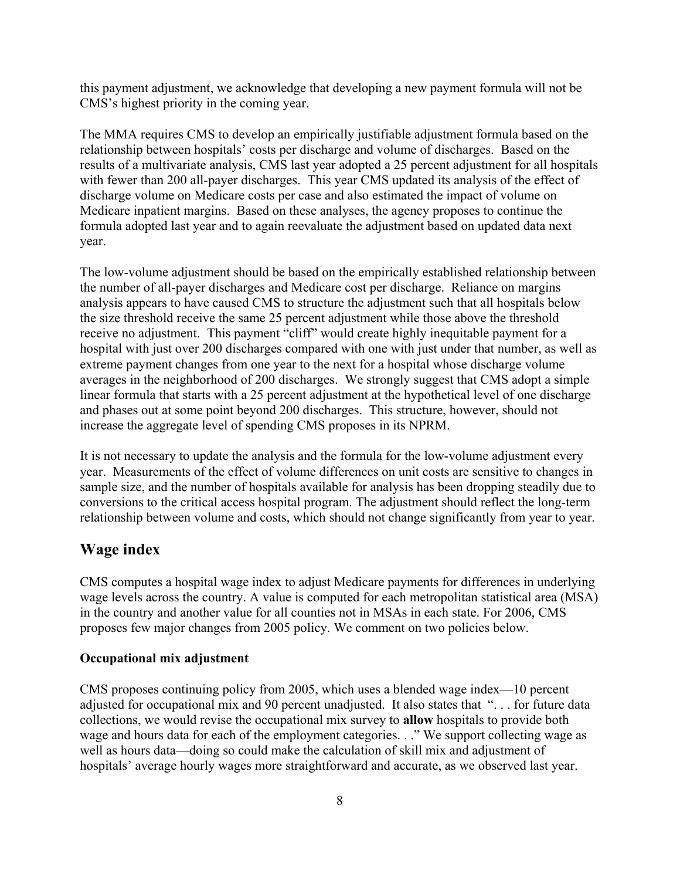this payment adjustment, we acknowledge that developing a new payment formula will not be CMS's highest priority in the coming year.

The MMA requires CMS to develop an empirically justifiable adjustment formula based on the relationship between hospitals' costs per discharge and volume of discharges. Based on the results of a multivariate analysis, CMS last year adopted a 25 percent adjustment for all hospitals with fewer than 200 all-payer discharges. This year CMS updated its analysis of the effect of discharge volume on Medicare costs per case and also estimated the impact of volume on Medicare inpatient margins. Based on these analyses, the agency proposes to continue the formula adopted last year and to again reevaluate the adjustment based on updated data next year.

The low-volume adjustment should be based on the empirically established relationship between the number of all-payer discharges and Medicare cost per discharge. Reliance on margins analysis appears to have caused CMS to structure the adjustment such that all hospitals below the size threshold receive the same 25 percent adjustment while those above the threshold receive no adjustment. This payment "cliff" would create highly inequitable payment for a hospital with just over 200 discharges compared with one with just under that number, as well as extreme payment changes from one year to the next for a hospital whose discharge volume averages in the neighborhood of 200 discharges. We strongly suggest that CMS adopt a simple linear formula that starts with a 25 percent adjustment at the hypothetical level of one discharge and phases out at some point beyond 200 discharges. This structure, however, should not increase the aggregate level of spending CMS proposes in its NPRM.

It is not necessary to update the analysis and the formula for the low-volume adjustment every year. Measurements of the effect of volume differences on unit costs are sensitive to changes in sample size, and the number of hospitals available for analysis has been dropping steadily due to conversions to the critical access hospital program. The adjustment should reflect the long-term relationship between volume and costs, which should not change significantly from year to year.

## Wage index

CMS computes a hospital wage index to adjust Medicare payments for differences in underlying wage levels across the country. A value is computed for each metropolitan statistical area (MSA) in the country and another value for all counties not in MSAs in each state. For 2006, CMS proposes few major changes from 2005 policy. We comment on two policies below.

### Occupational mix adjustment

CMS proposes continuing policy from 2005, which uses a blended wage index—10 percent adjusted for occupational mix and 90 percent unadjusted. It also states that ". . . for future data collections, we would revise the occupational mix survey to **allow** hospitals to provide both wage and hours data for each of the employment categories. . ." We support collecting wage as well as hours data—doing so could make the calculation of skill mix and adjustment of hospitals' average hourly wages more straightforward and accurate, as we observed last year.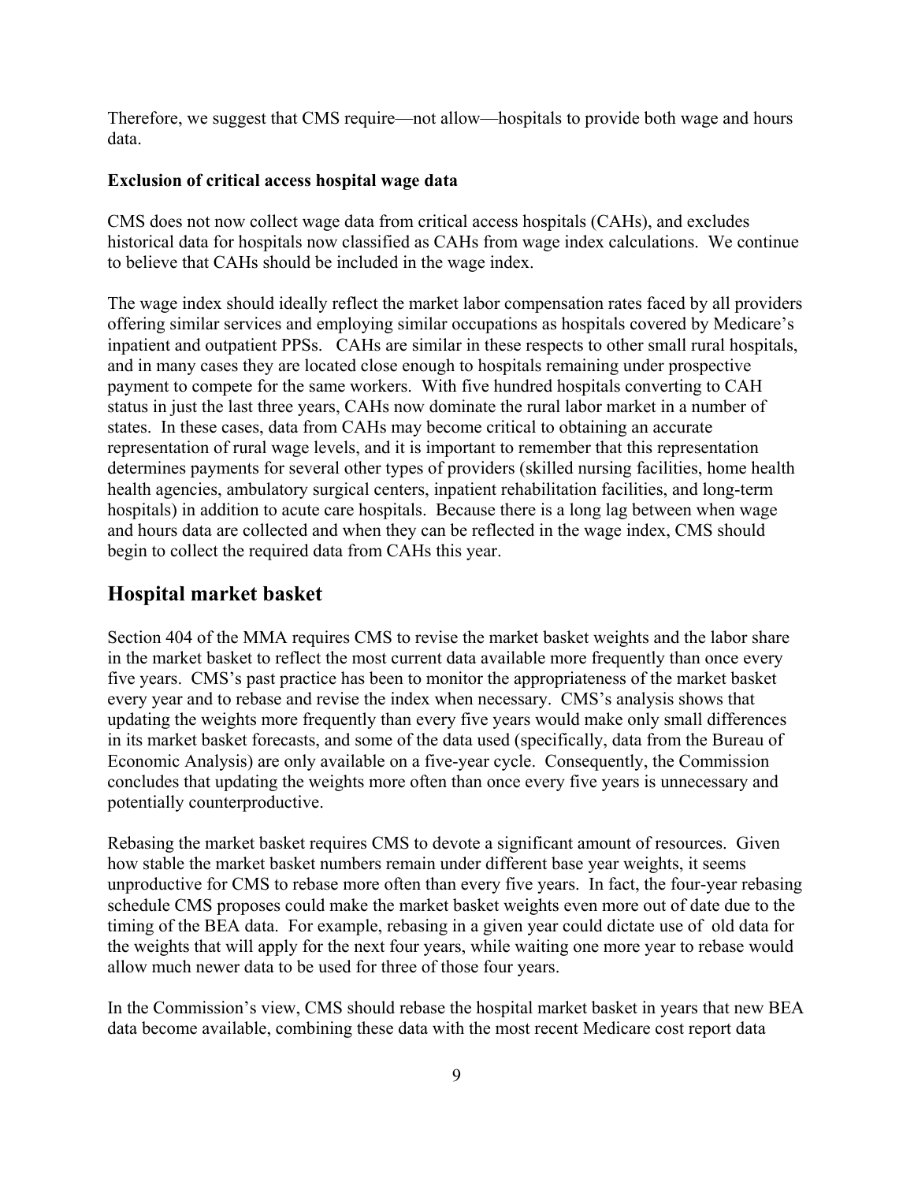Therefore, we suggest that CMS require—not allow—hospitals to provide both wage and hours data.

**Exclusion of critical access hospital wage data**

CMS does not now collect wage data from critical access hospitals (CAHs), and excludes historical data for hospitals now classified as CAHs from wage index calculations. We continue to believe that CAHs should be included in the wage index.

The wage index should ideally reflect the market labor compensation rates faced by all providers offering similar services and employing similar occupations as hospitals covered by Medicare's inpatient and outpatient PPSs. CAHs are similar in these respects to other small rural hospitals, and in many cases they are located close enough to hospitals remaining under prospective payment to compete for the same workers. With five hundred hospitals converting to CAH status in just the last three years, CAHs now dominate the rural labor market in a number of states. In these cases, data from CAHs may become critical to obtaining an accurate representation of rural wage levels, and it is important to remember that this representation determines payments for several other types of providers (skilled nursing facilities, home health health agencies, ambulatory surgical centers, inpatient rehabilitation facilities, and long-term hospitals) in addition to acute care hospitals. Because there is a long lag between when wage and hours data are collected and when they can be reflected in the wage index, CMS should begin to collect the required data from CAHs this year.

## Hospital market basket

Section 404 of the MMA requires CMS to revise the market basket weights and the labor share in the market basket to reflect the most current data available more frequently than once every five years. CMS's past practice has been to monitor the appropriateness of the market basket every year and to rebase and revise the index when necessary. CMS's analysis shows that updating the weights more frequently than every five years would make only small differences in its market basket forecasts, and some of the data used (specifically, data from the Bureau of Economic Analysis) are only available on a five-year cycle. Consequently, the Commission concludes that updating the weights more often than once every five years is unnecessary and potentially counterproductive.

Rebasing the market basket requires CMS to devote a significant amount of resources. Given how stable the market basket numbers remain under different base year weights, it seems unproductive for CMS to rebase more often than every five years. In fact, the four-year rebasing schedule CMS proposes could make the market basket weights even more out of date due to the timing of the BEA data. For example, rebasing in a given year could dictate use of old data for the weights that will apply for the next four years, while waiting one more year to rebase would allow much newer data to be used for three of those four years.

In the Commission's view, CMS should rebase the hospital market basket in years that new BEA data become available, combining these data with the most recent Medicare cost report data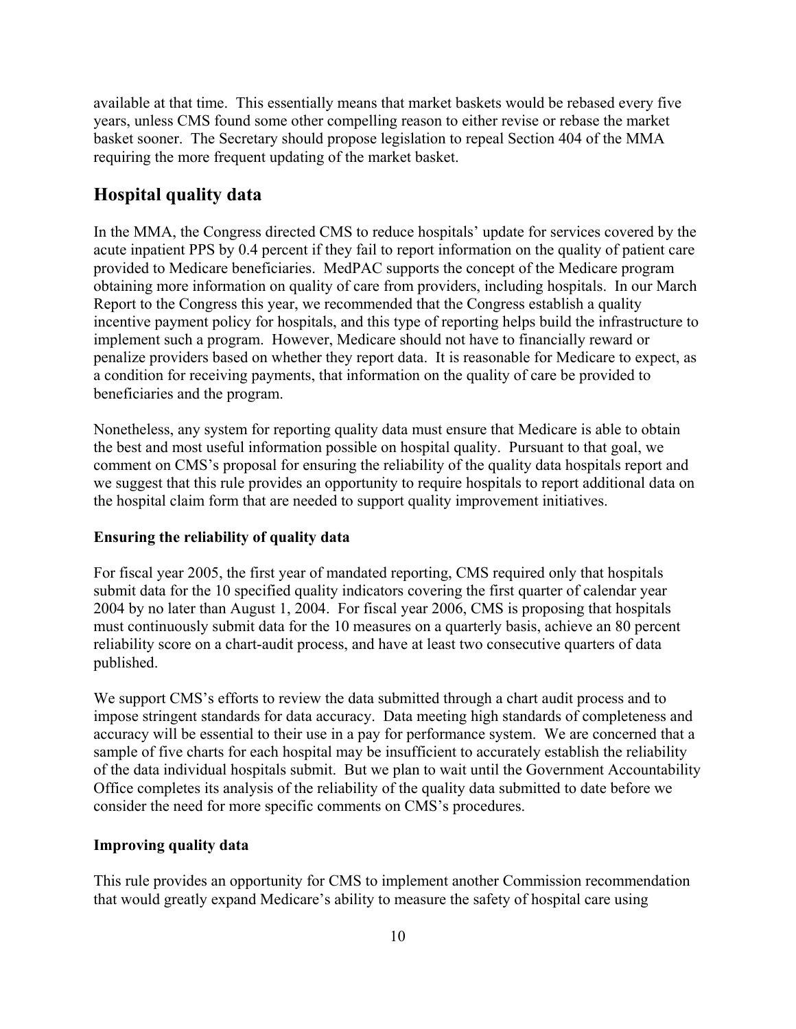available at that time. This essentially means that market baskets would be rebased every five years, unless CMS found some other compelling reason to either revise or rebase the market basket sooner. The Secretary should propose legislation to repeal Section 404 of the MMA requiring the more frequent updating of the market basket.

## Hospital quality data

In the MMA, the Congress directed CMS to reduce hospitals' update for services covered by the acute inpatient PPS by 0.4 percent if they fail to report information on the quality of patient care provided to Medicare beneficiaries. MedPAC supports the concept of the Medicare program obtaining more information on quality of care from providers, including hospitals. In our March Report to the Congress this year, we recommended that the Congress establish a quality incentive payment policy for hospitals, and this type of reporting helps build the infrastructure to implement such a program. However, Medicare should not have to financially reward or penalize providers based on whether they report data. It is reasonable for Medicare to expect, as a condition for receiving payments, that information on the quality of care be provided to beneficiaries and the program.

Nonetheless, any system for reporting quality data must ensure that Medicare is able to obtain the best and most useful information possible on hospital quality. Pursuant to that goal, we comment on CMS's proposal for ensuring the reliability of the quality data hospitals report and we suggest that this rule provides an opportunity to require hospitals to report additional data on the hospital claim form that are needed to support quality improvement initiatives.

### Ensuring the reliability of quality data

For fiscal year 2005, the first year of mandated reporting, CMS required only that hospitals submit data for the 10 specified quality indicators covering the first quarter of calendar year 2004 by no later than August 1, 2004. For fiscal year 2006, CMS is proposing that hospitals must continuously submit data for the 10 measures on a quarterly basis, achieve an 80 percent reliability score on a chart-audit process, and have at least two consecutive quarters of data published.

We support CMS's efforts to review the data submitted through a chart audit process and to impose stringent standards for data accuracy. Data meeting high standards of completeness and accuracy will be essential to their use in a pay for performance system. We are concerned that a sample of five charts for each hospital may be insufficient to accurately establish the reliability of the data individual hospitals submit. But we plan to wait until the Government Accountability Office completes its analysis of the reliability of the quality data submitted to date before we consider the need for more specific comments on CMS's procedures.

### Improving quality data

This rule provides an opportunity for CMS to implement another Commission recommendation that would greatly expand Medicare's ability to measure the safety of hospital care using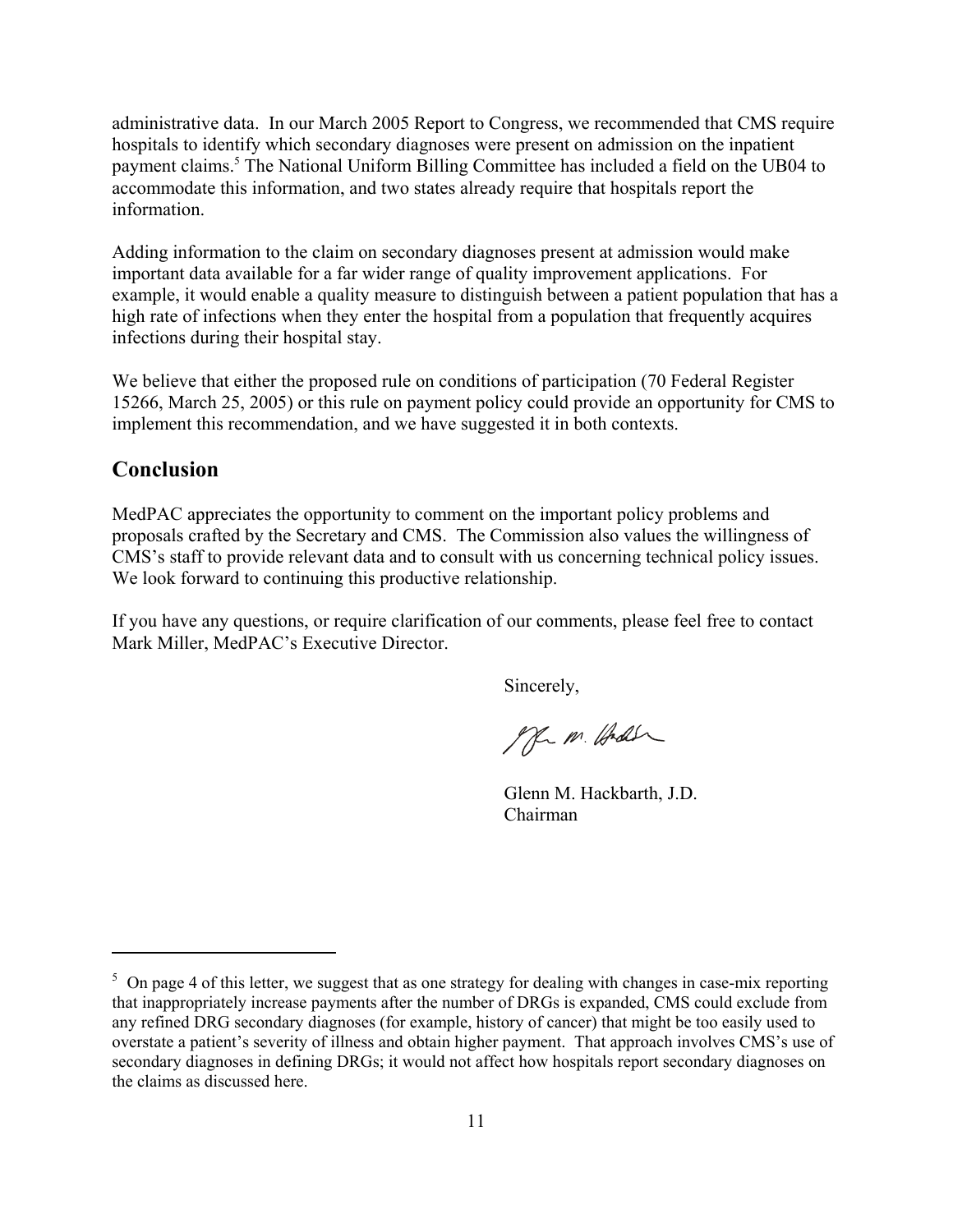administrative data. In our March 2005 Report to Congress, we recommended that CMS require hospitals to identify which secondary diagnoses were present on admission on the inpatient payment claims.[5] The National Uniform Billing Committee has included a field on the UB04 to accommodate this information, and two states already require that hospitals report the information.

Adding information to the claim on secondary diagnoses present at admission would make important data available for a far wider range of quality improvement applications. For example, it would enable a quality measure to distinguish between a patient population that has a high rate of infections when they enter the hospital from a population that frequently acquires infections during their hospital stay.

We believe that either the proposed rule on conditions of participation (70 Federal Register 15266, March 25, 2005) or this rule on payment policy could provide an opportunity for CMS to implement this recommendation, and we have suggested it in both contexts.

## Conclusion

MedPAC appreciates the opportunity to comment on the important policy problems and proposals crafted by the Secretary and CMS. The Commission also values the willingness of CMS's staff to provide relevant data and to consult with us concerning technical policy issues. We look forward to continuing this productive relationship.

If you have any questions, or require clarification of our comments, please feel free to contact Mark Miller, MedPAC's Executive Director.

Sincerely,

Glenn M. Hackbarth, J.D.
Chairman

---

[5] On page 4 of this letter, we suggest that as one strategy for dealing with changes in case-mix reporting that inappropriately increase payments after the number of DRGs is expanded, CMS could exclude from any refined DRG secondary diagnoses (for example, history of cancer) that might be too easily used to overstate a patient's severity of illness and obtain higher payment. That approach involves CMS's use of secondary diagnoses in defining DRGs; it would not affect how hospitals report secondary diagnoses on the claims as discussed here.